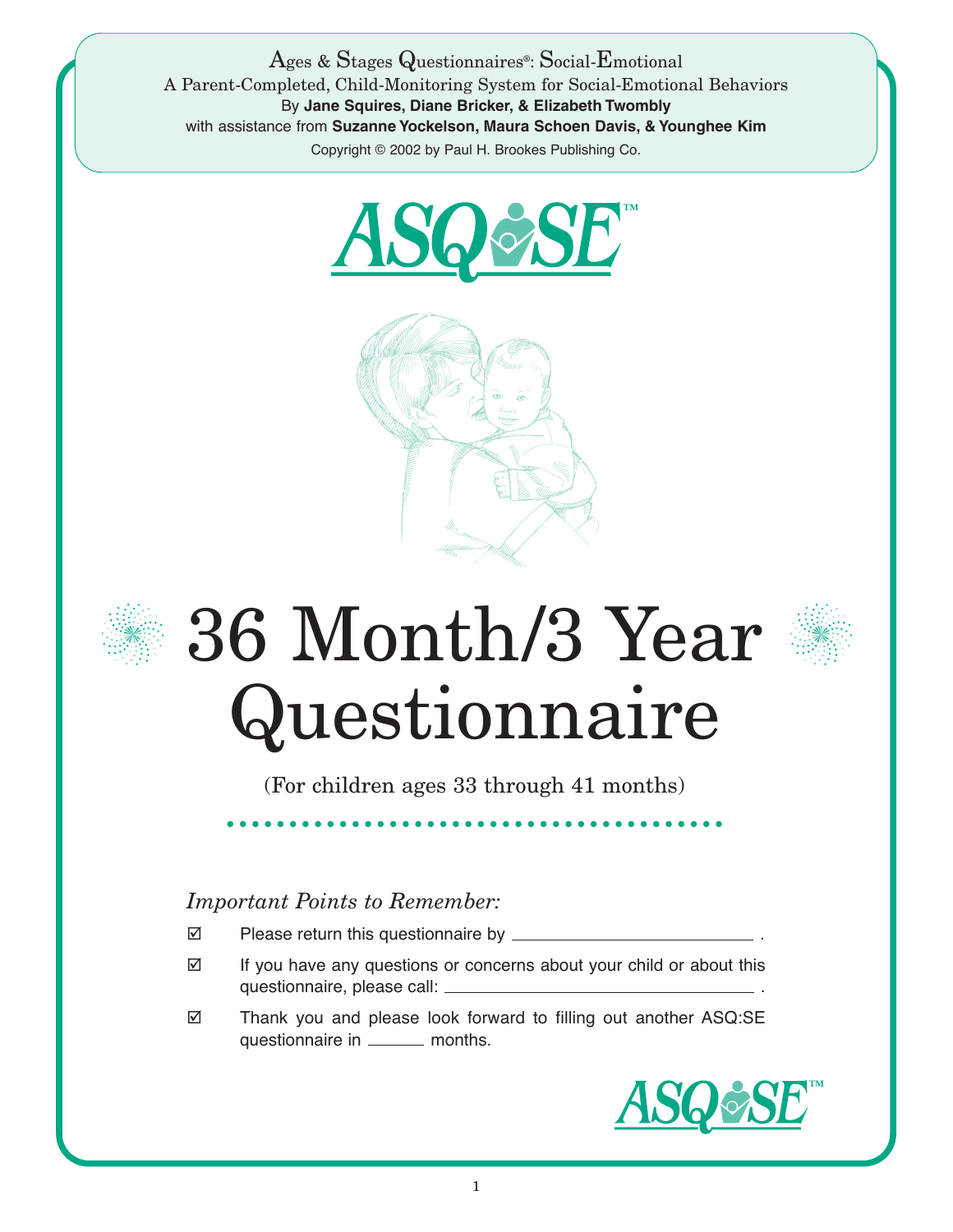Ages & Stages Questionnaires®: Social-Emotional

A Parent-Completed, Child-Monitoring System for Social-Emotional Behaviors

By **Jane Squires, Diane Bricker, & Elizabeth Twombly**

with assistance from **Suzanne Yockelson, Maura Schoen Davis, & Younghee Kim**

Copyright © 2002 by Paul H. Brookes Publishing Co.

ASQ:SE™

# 36 Month/3 Year Questionnaire

(For children ages 33 through 41 months)

*Important Points to Remember:*

☑ Please return this questionnaire by ______________________ .

☑ If you have any questions or concerns about your child or about this questionnaire, please call: ______________________ .

☑ Thank you and please look forward to filling out another ASQ:SE questionnaire in ______ months.

ASQ:SE™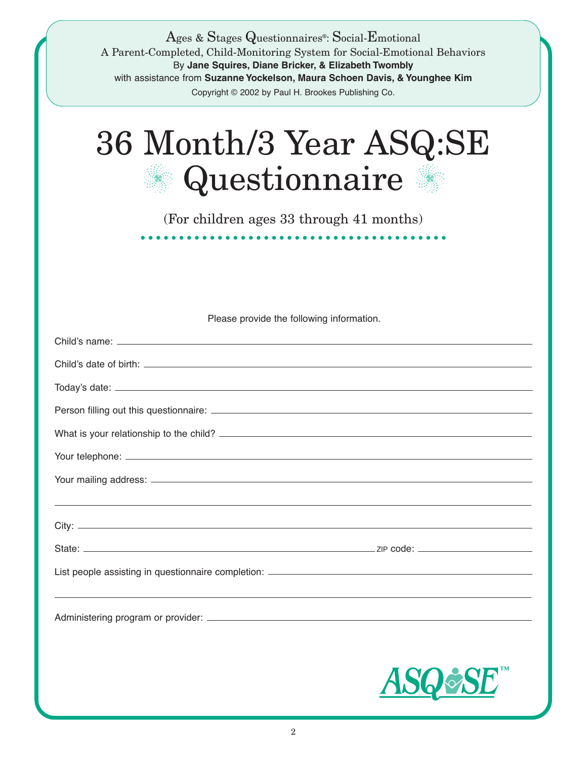Ages & Stages Questionnaires®: Social-Emotional
A Parent-Completed, Child-Monitoring System for Social-Emotional Behaviors
By **Jane Squires, Diane Bricker, & Elizabeth Twombly**
with assistance from **Suzanne Yockelson, Maura Schoen Davis, & Younghee Kim**
Copyright © 2002 by Paul H. Brookes Publishing Co.

# 36 Month/3 Year ASQ:SE Questionnaire

(For children ages 33 through 41 months)

Please provide the following information.

Child's name: ______________________________

Child's date of birth: ______________________________

Today's date: ______________________________

Person filling out this questionnaire: ______________________________

What is your relationship to the child? ______________________________

Your telephone: ______________________________

Your mailing address: ______________________________

______________________________

City: ______________________________

State: ______________________________ ZIP code: ______________

List people assisting in questionnaire completion: ______________________________

______________________________

Administering program or provider: ______________________________

ASQ:SE™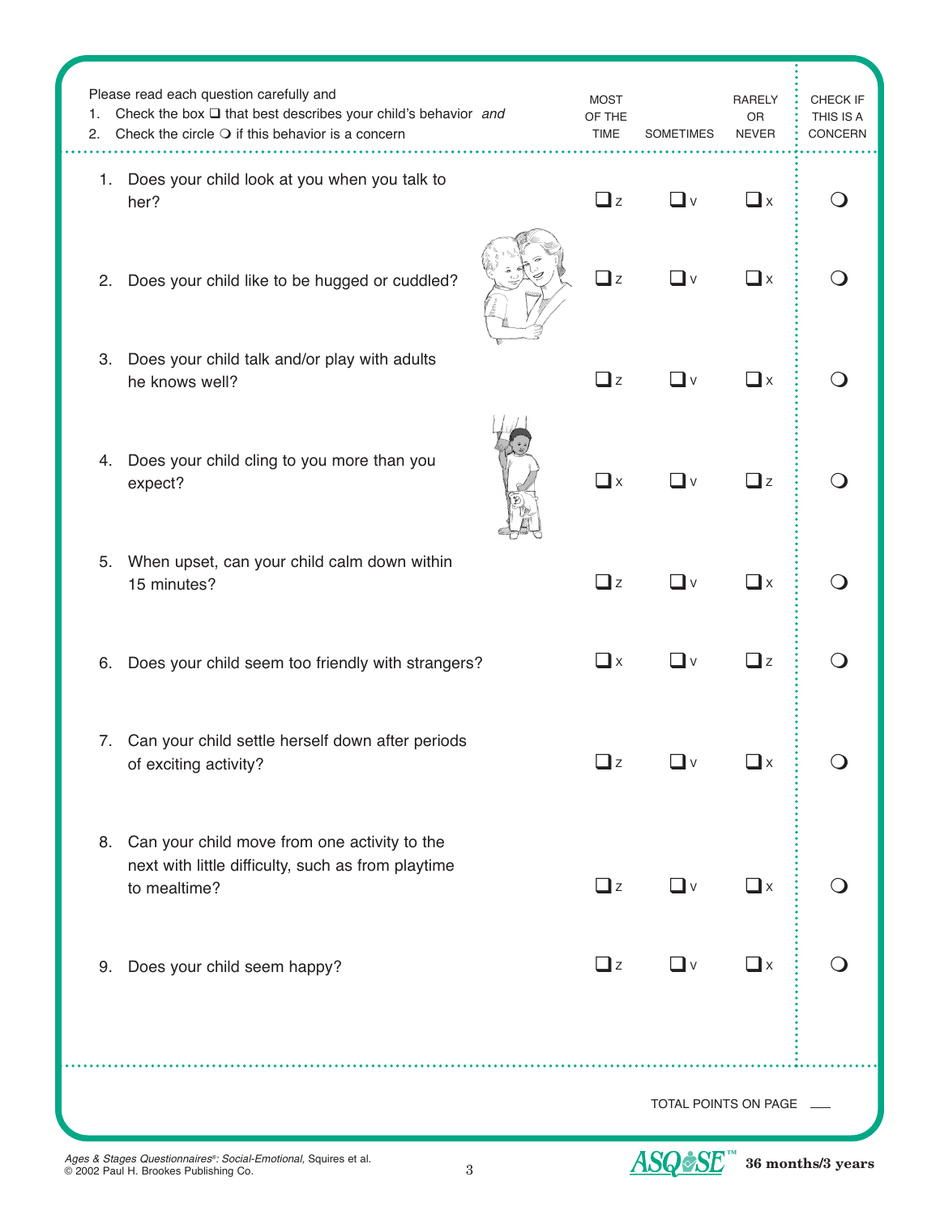Please read each question carefully and

1. Check the box ❑ that best describes your child's behavior *and*
2. Check the circle ❍ if this behavior is a concern

| | MOST OF THE TIME | SOMETIMES | RARELY OR NEVER | CHECK IF THIS IS A CONCERN |
|---|---|---|---|---|
| 1. Does your child look at you when you talk to her? | ❑ z | ❑ v | ❑ x | ❍ |
| 2. Does your child like to be hugged or cuddled? | ❑ z | ❑ v | ❑ x | ❍ |
| 3. Does your child talk and/or play with adults he knows well? | ❑ z | ❑ v | ❑ x | ❍ |
| 4. Does your child cling to you more than you expect? | ❑ x | ❑ v | ❑ z | ❍ |
| 5. When upset, can your child calm down within 15 minutes? | ❑ z | ❑ v | ❑ x | ❍ |
| 6. Does your child seem too friendly with strangers? | ❑ x | ❑ v | ❑ z | ❍ |
| 7. Can your child settle herself down after periods of exciting activity? | ❑ z | ❑ v | ❑ x | ❍ |
| 8. Can your child move from one activity to the next with little difficulty, such as from playtime to mealtime? | ❑ z | ❑ v | ❑ x | ❍ |
| 9. Does your child seem happy? | ❑ z | ❑ v | ❑ x | ❍ |

TOTAL POINTS ON PAGE ___

*Ages & Stages Questionnaires®: Social-Emotional,* Squires et al.
© 2002 Paul H. Brookes Publishing Co.

ASQ:SE™ **36 months/3 years**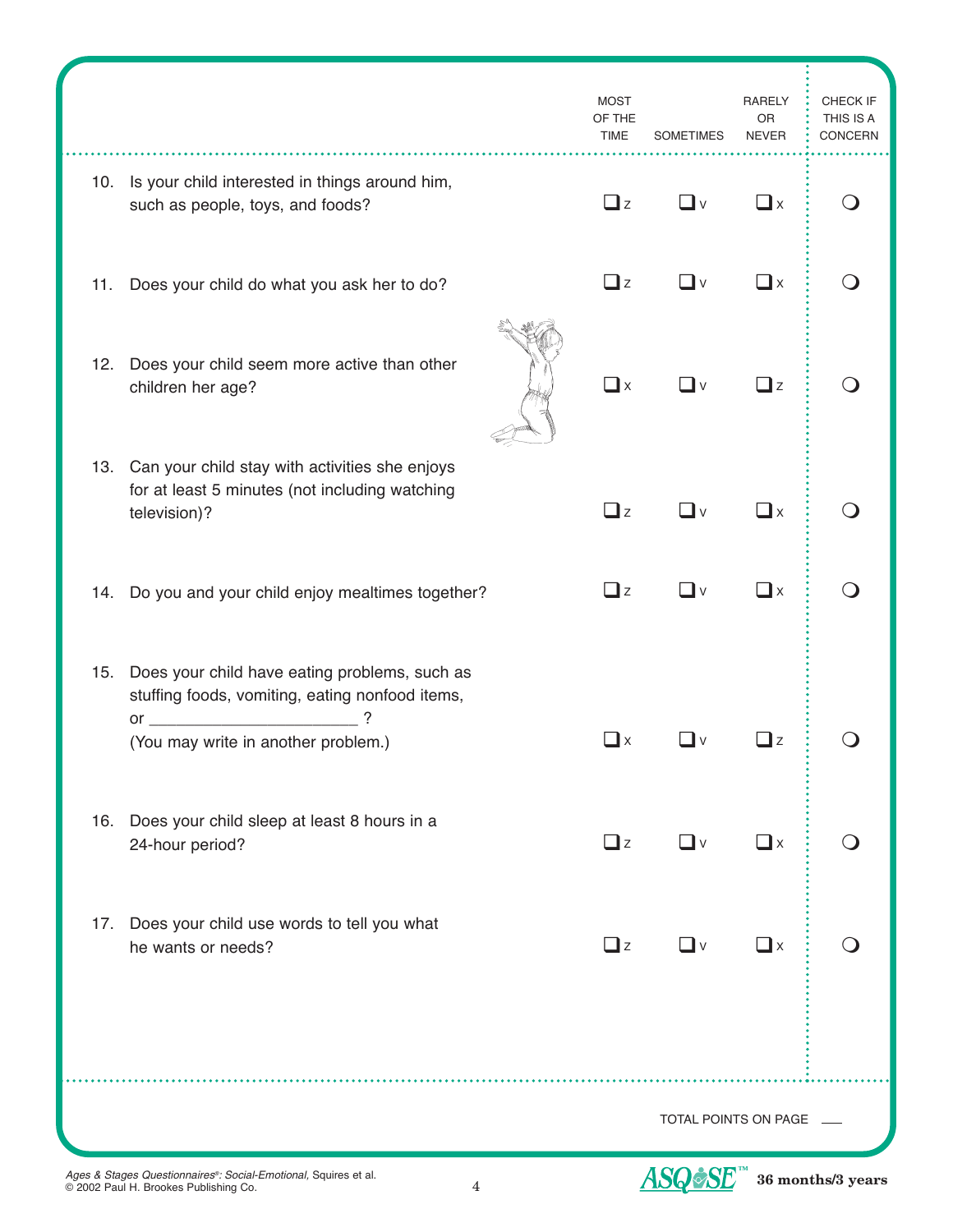| | MOST OF THE TIME | SOMETIMES | RARELY OR NEVER | CHECK IF THIS IS A CONCERN |
|---|---|---|---|---|
| 10. Is your child interested in things around him, such as people, toys, and foods? | ❑ z | ❑ v | ❑ x | ○ |
| 11. Does your child do what you ask her to do? | ❑ z | ❑ v | ❑ x | ○ |
| 12. Does your child seem more active than other children her age? | ❑ x | ❑ v | ❑ z | ○ |
| 13. Can your child stay with activities she enjoys for at least 5 minutes (not including watching television)? | ❑ z | ❑ v | ❑ x | ○ |
| 14. Do you and your child enjoy mealtimes together? | ❑ z | ❑ v | ❑ x | ○ |
| 15. Does your child have eating problems, such as stuffing foods, vomiting, eating nonfood items, or _______________________ ? (You may write in another problem.) | ❑ x | ❑ v | ❑ z | ○ |
| 16. Does your child sleep at least 8 hours in a 24-hour period? | ❑ z | ❑ v | ❑ x | ○ |
| 17. Does your child use words to tell you what he wants or needs? | ❑ z | ❑ v | ❑ x | ○ |

TOTAL POINTS ON PAGE ___

*Ages & Stages Questionnaires®: Social-Emotional,* Squires et al.
© 2002 Paul H. Brookes Publishing Co.

ASQ:SE™ **36 months/3 years**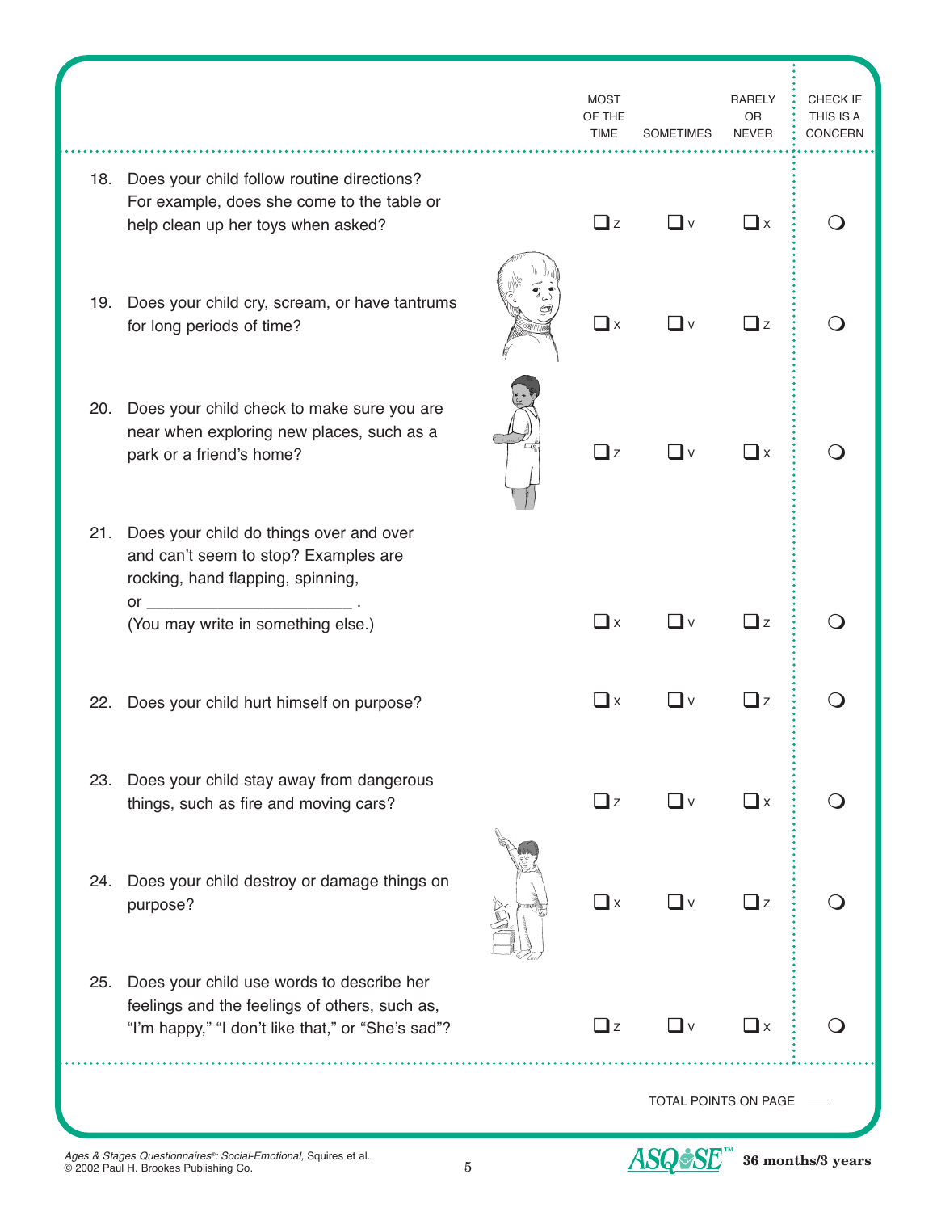| | MOST OF THE TIME | SOMETIMES | RARELY OR NEVER | CHECK IF THIS IS A CONCERN |
|---|---|---|---|---|
| 18. Does your child follow routine directions? For example, does she come to the table or help clean up her toys when asked? | ❑ z | ❑ v | ❑ x | ❍ |
| 19. Does your child cry, scream, or have tantrums for long periods of time? | ❑ x | ❑ v | ❑ z | ❍ |
| 20. Does your child check to make sure you are near when exploring new places, such as a park or a friend's home? | ❑ z | ❑ v | ❑ x | ❍ |
| 21. Does your child do things over and over and can't seem to stop? Examples are rocking, hand flapping, spinning, or ______________________ . (You may write in something else.) | ❑ x | ❑ v | ❑ z | ❍ |
| 22. Does your child hurt himself on purpose? | ❑ x | ❑ v | ❑ z | ❍ |
| 23. Does your child stay away from dangerous things, such as fire and moving cars? | ❑ z | ❑ v | ❑ x | ❍ |
| 24. Does your child destroy or damage things on purpose? | ❑ x | ❑ v | ❑ z | ❍ |
| 25. Does your child use words to describe her feelings and the feelings of others, such as, "I'm happy," "I don't like that," or "She's sad"? | ❑ z | ❑ v | ❑ x | ❍ |

TOTAL POINTS ON PAGE ___

*Ages & Stages Questionnaires®: Social-Emotional,* Squires et al.
© 2002 Paul H. Brookes Publishing Co.

ASQ:SE™ **36 months/3 years**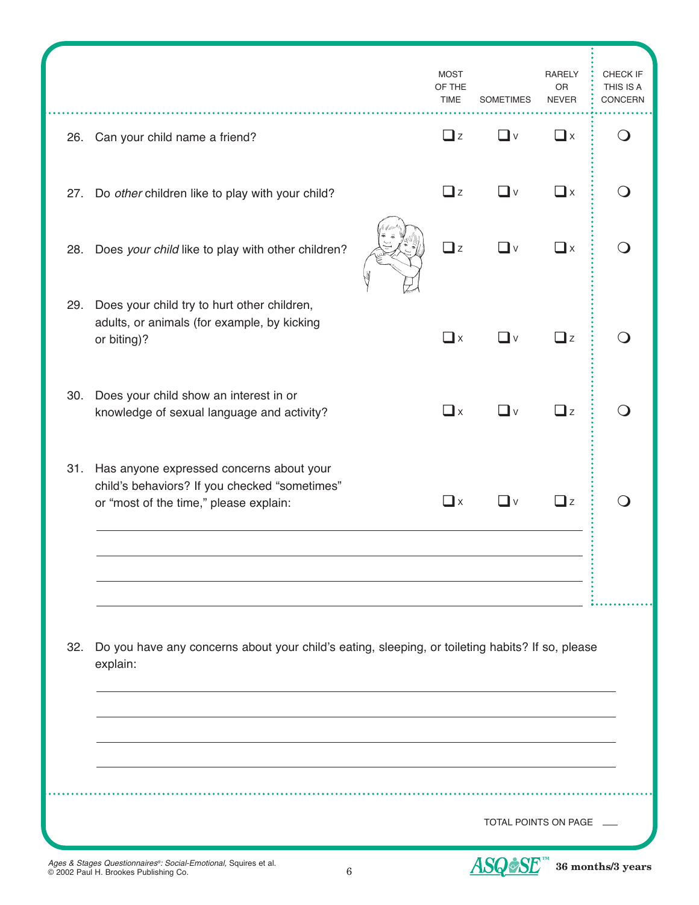| | MOST OF THE TIME | SOMETIMES | RARELY OR NEVER | CHECK IF THIS IS A CONCERN |
|---|---|---|---|---|
| 26. Can your child name a friend? | ❑ z | ❑ v | ❑ x | ❍ |
| 27. Do *other* children like to play with your child? | ❑ z | ❑ v | ❑ x | ❍ |
| 28. Does *your child* like to play with other children? | ❑ z | ❑ v | ❑ x | ❍ |
| 29. Does your child try to hurt other children, adults, or animals (for example, by kicking or biting)? | ❑ x | ❑ v | ❑ z | ❍ |
| 30. Does your child show an interest in or knowledge of sexual language and activity? | ❑ x | ❑ v | ❑ z | ❍ |
| 31. Has anyone expressed concerns about your child's behaviors? If you checked "sometimes" or "most of the time," please explain: | ❑ x | ❑ v | ❑ z | ❍ |

_______________________________________________

_______________________________________________

_______________________________________________

_______________________________________________

32. Do you have any concerns about your child's eating, sleeping, or toileting habits? If so, please explain:

_______________________________________________

_______________________________________________

_______________________________________________

_______________________________________________

TOTAL POINTS ON PAGE ____

*Ages & Stages Questionnaires®: Social-Emotional,* Squires et al.
© 2002 Paul H. Brookes Publishing Co.

ASQ:SE™ **36 months/3 years**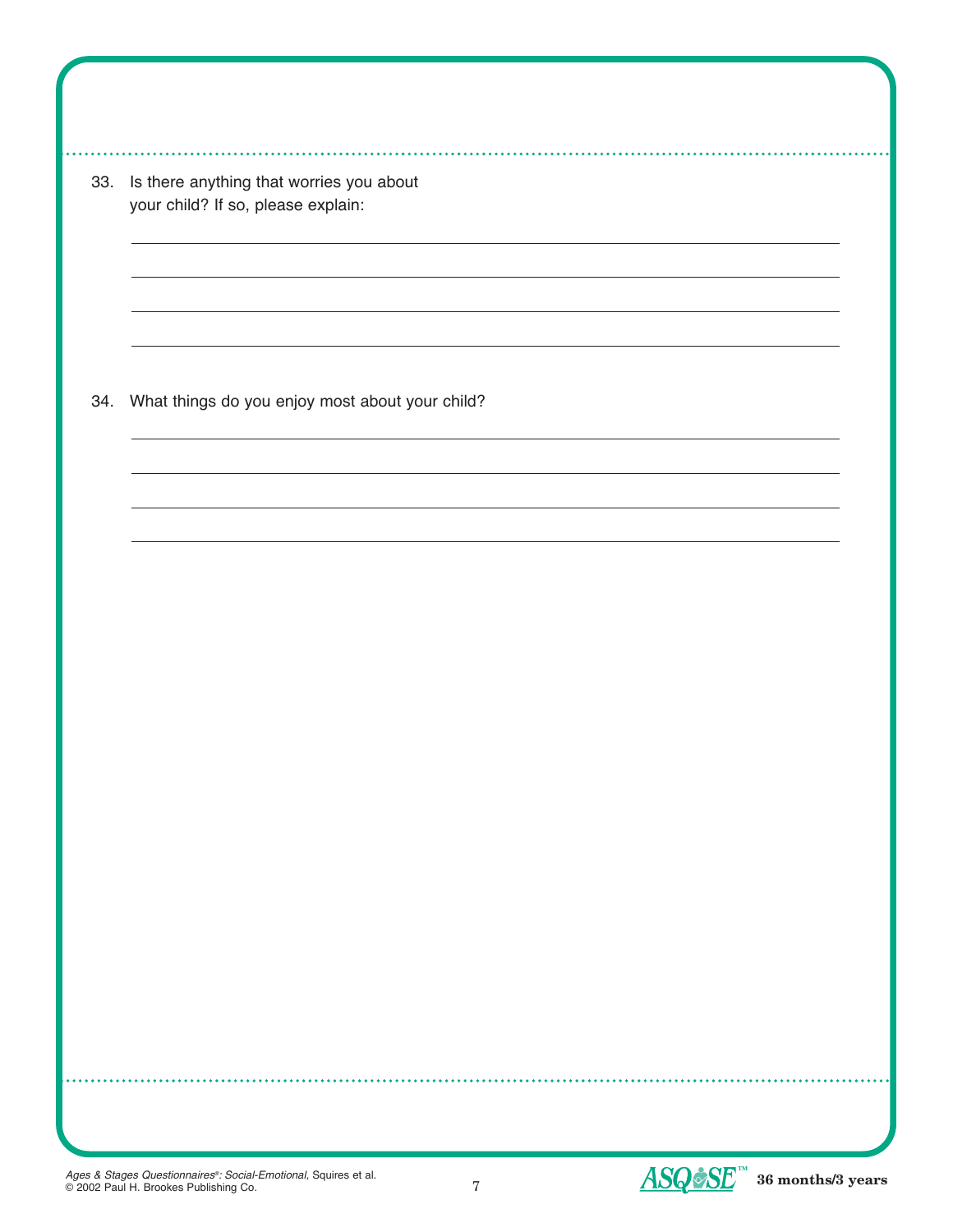33. Is there anything that worries you about your child? If so, please explain:

\_\_\_\_\_\_\_\_\_\_\_\_\_\_\_\_\_\_\_\_\_\_\_\_\_\_\_\_\_\_\_\_\_\_\_\_\_\_\_\_\_\_\_\_\_\_\_\_\_\_\_\_\_\_\_\_\_\_\_\_\_\_\_\_\_\_\_\_\_\_\_\_

\_\_\_\_\_\_\_\_\_\_\_\_\_\_\_\_\_\_\_\_\_\_\_\_\_\_\_\_\_\_\_\_\_\_\_\_\_\_\_\_\_\_\_\_\_\_\_\_\_\_\_\_\_\_\_\_\_\_\_\_\_\_\_\_\_\_\_\_\_\_\_\_

\_\_\_\_\_\_\_\_\_\_\_\_\_\_\_\_\_\_\_\_\_\_\_\_\_\_\_\_\_\_\_\_\_\_\_\_\_\_\_\_\_\_\_\_\_\_\_\_\_\_\_\_\_\_\_\_\_\_\_\_\_\_\_\_\_\_\_\_\_\_\_\_

\_\_\_\_\_\_\_\_\_\_\_\_\_\_\_\_\_\_\_\_\_\_\_\_\_\_\_\_\_\_\_\_\_\_\_\_\_\_\_\_\_\_\_\_\_\_\_\_\_\_\_\_\_\_\_\_\_\_\_\_\_\_\_\_\_\_\_\_\_\_\_\_

34. What things do you enjoy most about your child?

\_\_\_\_\_\_\_\_\_\_\_\_\_\_\_\_\_\_\_\_\_\_\_\_\_\_\_\_\_\_\_\_\_\_\_\_\_\_\_\_\_\_\_\_\_\_\_\_\_\_\_\_\_\_\_\_\_\_\_\_\_\_\_\_\_\_\_\_\_\_\_\_

\_\_\_\_\_\_\_\_\_\_\_\_\_\_\_\_\_\_\_\_\_\_\_\_\_\_\_\_\_\_\_\_\_\_\_\_\_\_\_\_\_\_\_\_\_\_\_\_\_\_\_\_\_\_\_\_\_\_\_\_\_\_\_\_\_\_\_\_\_\_\_\_

\_\_\_\_\_\_\_\_\_\_\_\_\_\_\_\_\_\_\_\_\_\_\_\_\_\_\_\_\_\_\_\_\_\_\_\_\_\_\_\_\_\_\_\_\_\_\_\_\_\_\_\_\_\_\_\_\_\_\_\_\_\_\_\_\_\_\_\_\_\_\_\_

\_\_\_\_\_\_\_\_\_\_\_\_\_\_\_\_\_\_\_\_\_\_\_\_\_\_\_\_\_\_\_\_\_\_\_\_\_\_\_\_\_\_\_\_\_\_\_\_\_\_\_\_\_\_\_\_\_\_\_\_\_\_\_\_\_\_\_\_\_\_\_\_

*Ages & Stages Questionnaires®: Social-Emotional,* Squires et al.
© 2002 Paul H. Brookes Publishing Co.

ASQ:SE™ **36 months/3 years**